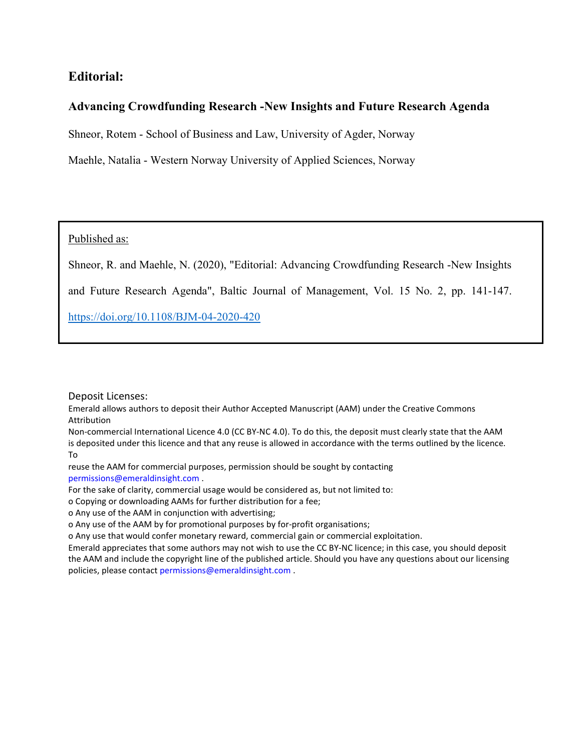# Editorial:

## Advancing Crowdfunding Research -New Insights and Future Research Agenda

Shneor, Rotem - School of Business and Law, University of Agder, Norway

Maehle, Natalia - Western Norway University of Applied Sciences, Norway

Published as:

Shneor, R. and Maehle, N. (2020), "Editorial: Advancing Crowdfunding Research -New Insights and Future Research Agenda", Baltic Journal of Management, Vol. 15 No. 2, pp. 141-147. https://doi.org/10.1108/BJM-04-2020-420

Deposit Licenses:

Emerald allows authors to deposit their Author Accepted Manuscript (AAM) under the Creative Commons Attribution Non-commercial International Licence 4.0 (CC BY-NC 4.0). To do this, the deposit must clearly state that the AAM is deposited under this licence and that any reuse is allowed in accordance with the terms outlined by the licence. To reuse the AAM for commercial purposes, permission should be sought by contacting permissions@emeraldinsight.com .

For the sake of clarity, commercial usage would be considered as, but not limited to:

- o Copying or downloading AAMs for further distribution for a fee;
- o Any use of the AAM in conjunction with advertising;
- o Any use of the AAM by for promotional purposes by for-profit organisations;
- o Any use that would confer monetary reward, commercial gain or commercial exploitation.

Emerald appreciates that some authors may not wish to use the CC BY-NC licence; in this case, you should deposit the AAM and include the copyright line of the published article. Should you have any questions about our licensing policies, please contact permissions@emeraldinsight.com .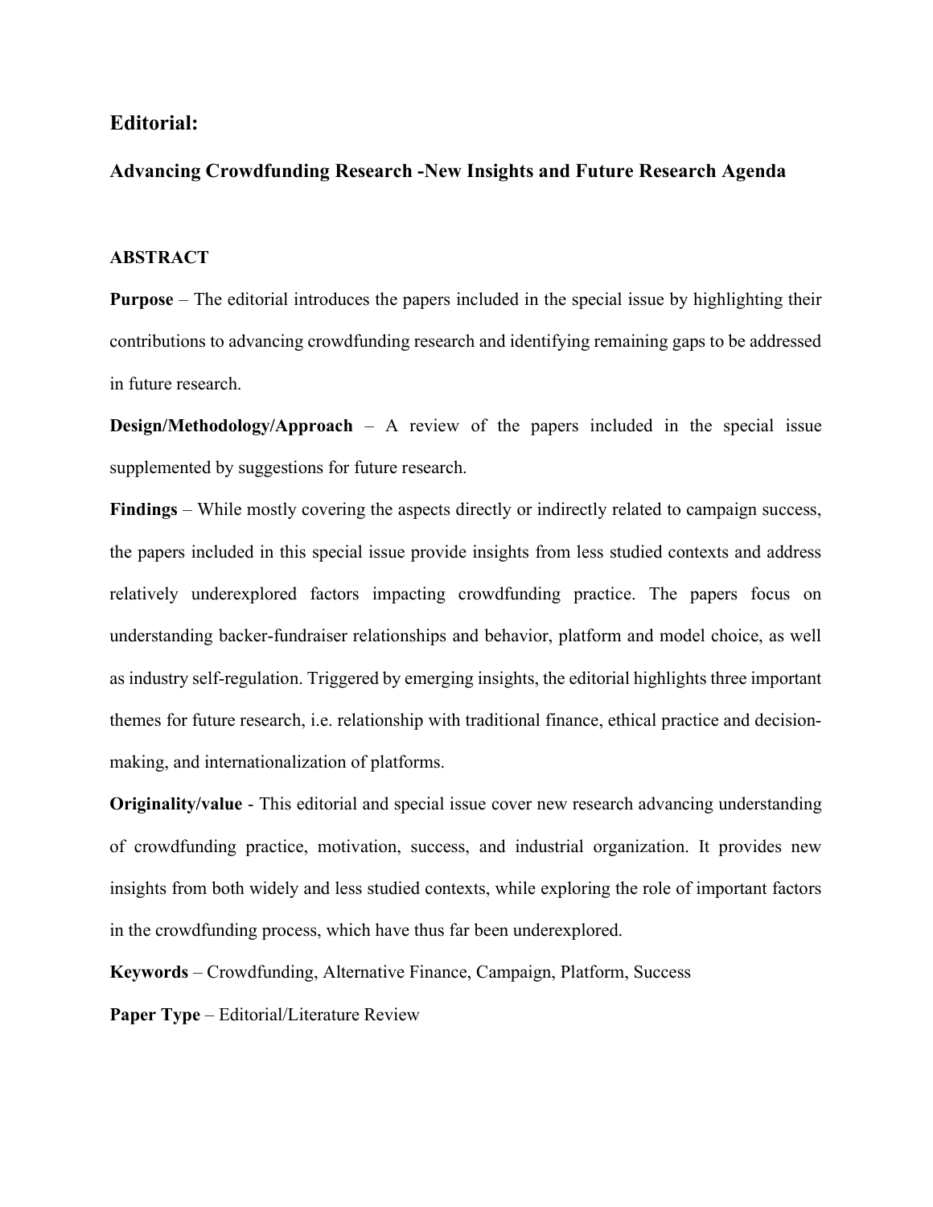## Editorial:

### Advancing Crowdfunding Research -New Insights and Future Research Agenda

**ABSTRACT**

**Purpose** – The editorial introduces the papers included in the special issue by highlighting their contributions to advancing crowdfunding research and identifying remaining gaps to be addressed in future research.

**Design/Methodology/Approach** – A review of the papers included in the special issue supplemented by suggestions for future research.

**Findings** – While mostly covering the aspects directly or indirectly related to campaign success, the papers included in this special issue provide insights from less studied contexts and address relatively underexplored factors impacting crowdfunding practice. The papers focus on understanding backer-fundraiser relationships and behavior, platform and model choice, as well as industry self-regulation. Triggered by emerging insights, the editorial highlights three important themes for future research, i.e. relationship with traditional finance, ethical practice and decision-making, and internationalization of platforms.

**Originality/value** - This editorial and special issue cover new research advancing understanding of crowdfunding practice, motivation, success, and industrial organization. It provides new insights from both widely and less studied contexts, while exploring the role of important factors in the crowdfunding process, which have thus far been underexplored.

**Keywords** – Crowdfunding, Alternative Finance, Campaign, Platform, Success

**Paper Type** – Editorial/Literature Review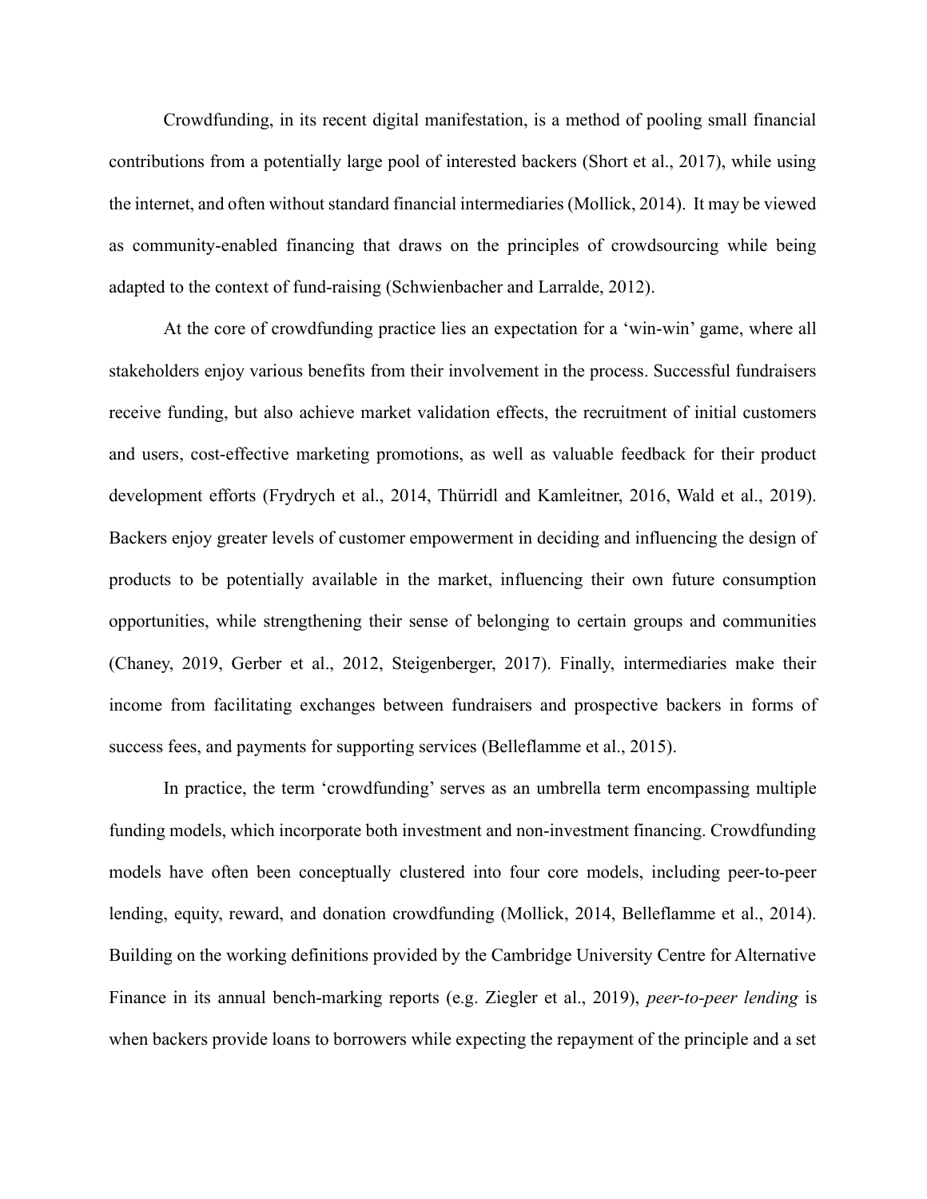Crowdfunding, in its recent digital manifestation, is a method of pooling small financial contributions from a potentially large pool of interested backers (Short et al., 2017), while using the internet, and often without standard financial intermediaries (Mollick, 2014). It may be viewed as community-enabled financing that draws on the principles of crowdsourcing while being adapted to the context of fund-raising (Schwienbacher and Larralde, 2012).

At the core of crowdfunding practice lies an expectation for a 'win-win' game, where all stakeholders enjoy various benefits from their involvement in the process. Successful fundraisers receive funding, but also achieve market validation effects, the recruitment of initial customers and users, cost-effective marketing promotions, as well as valuable feedback for their product development efforts (Frydrych et al., 2014, Thürridl and Kamleitner, 2016, Wald et al., 2019). Backers enjoy greater levels of customer empowerment in deciding and influencing the design of products to be potentially available in the market, influencing their own future consumption opportunities, while strengthening their sense of belonging to certain groups and communities (Chaney, 2019, Gerber et al., 2012, Steigenberger, 2017). Finally, intermediaries make their income from facilitating exchanges between fundraisers and prospective backers in forms of success fees, and payments for supporting services (Belleflamme et al., 2015).

In practice, the term 'crowdfunding' serves as an umbrella term encompassing multiple funding models, which incorporate both investment and non-investment financing. Crowdfunding models have often been conceptually clustered into four core models, including peer-to-peer lending, equity, reward, and donation crowdfunding (Mollick, 2014, Belleflamme et al., 2014). Building on the working definitions provided by the Cambridge University Centre for Alternative Finance in its annual bench-marking reports (e.g. Ziegler et al., 2019), *peer-to-peer lending* is when backers provide loans to borrowers while expecting the repayment of the principle and a set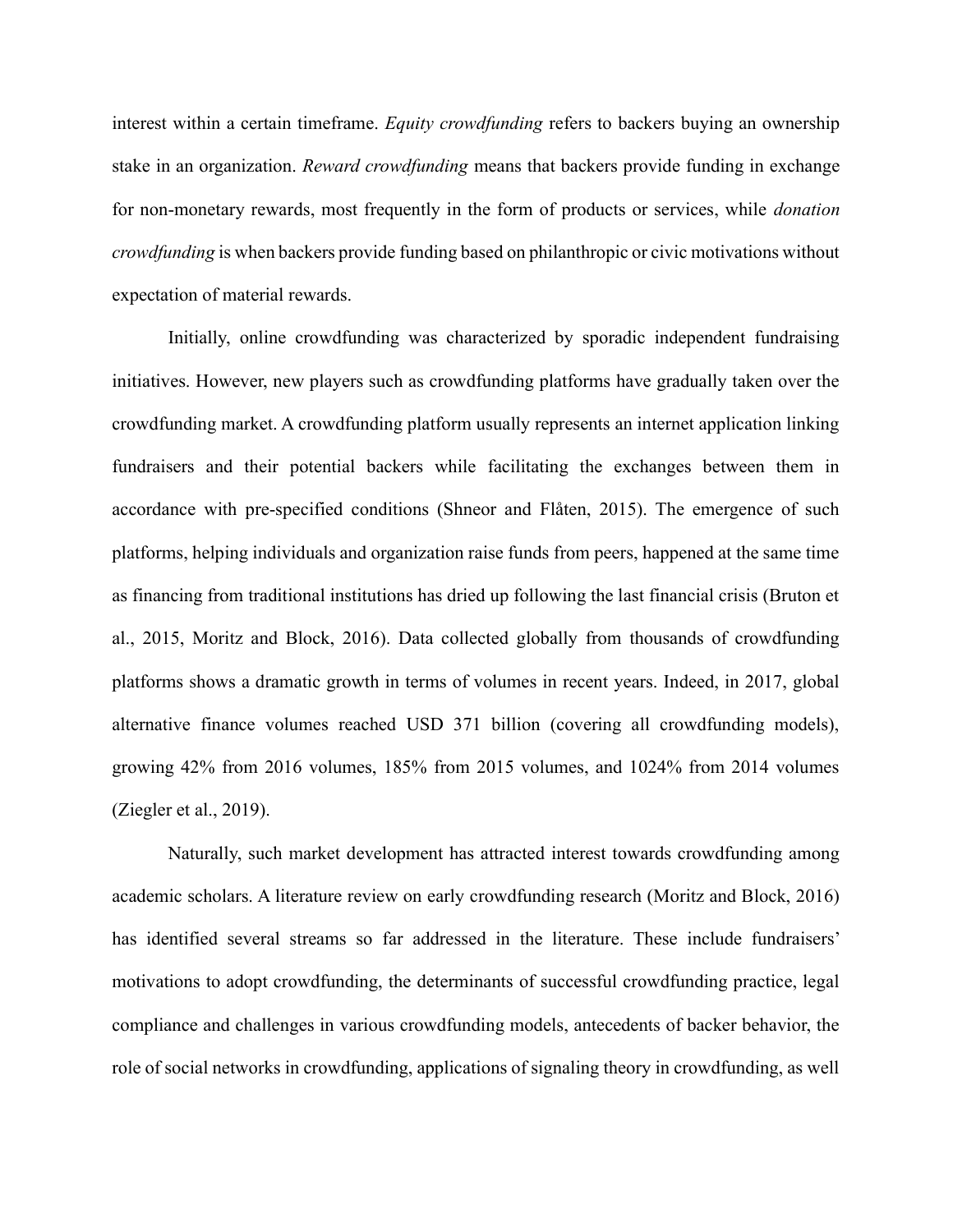interest within a certain timeframe. *Equity crowdfunding* refers to backers buying an ownership stake in an organization. *Reward crowdfunding* means that backers provide funding in exchange for non-monetary rewards, most frequently in the form of products or services, while *donation crowdfunding* is when backers provide funding based on philanthropic or civic motivations without expectation of material rewards.

Initially, online crowdfunding was characterized by sporadic independent fundraising initiatives. However, new players such as crowdfunding platforms have gradually taken over the crowdfunding market. A crowdfunding platform usually represents an internet application linking fundraisers and their potential backers while facilitating the exchanges between them in accordance with pre-specified conditions (Shneor and Flåten, 2015). The emergence of such platforms, helping individuals and organization raise funds from peers, happened at the same time as financing from traditional institutions has dried up following the last financial crisis (Bruton et al., 2015, Moritz and Block, 2016). Data collected globally from thousands of crowdfunding platforms shows a dramatic growth in terms of volumes in recent years. Indeed, in 2017, global alternative finance volumes reached USD 371 billion (covering all crowdfunding models), growing 42% from 2016 volumes, 185% from 2015 volumes, and 1024% from 2014 volumes (Ziegler et al., 2019).

Naturally, such market development has attracted interest towards crowdfunding among academic scholars. A literature review on early crowdfunding research (Moritz and Block, 2016) has identified several streams so far addressed in the literature. These include fundraisers' motivations to adopt crowdfunding, the determinants of successful crowdfunding practice, legal compliance and challenges in various crowdfunding models, antecedents of backer behavior, the role of social networks in crowdfunding, applications of signaling theory in crowdfunding, as well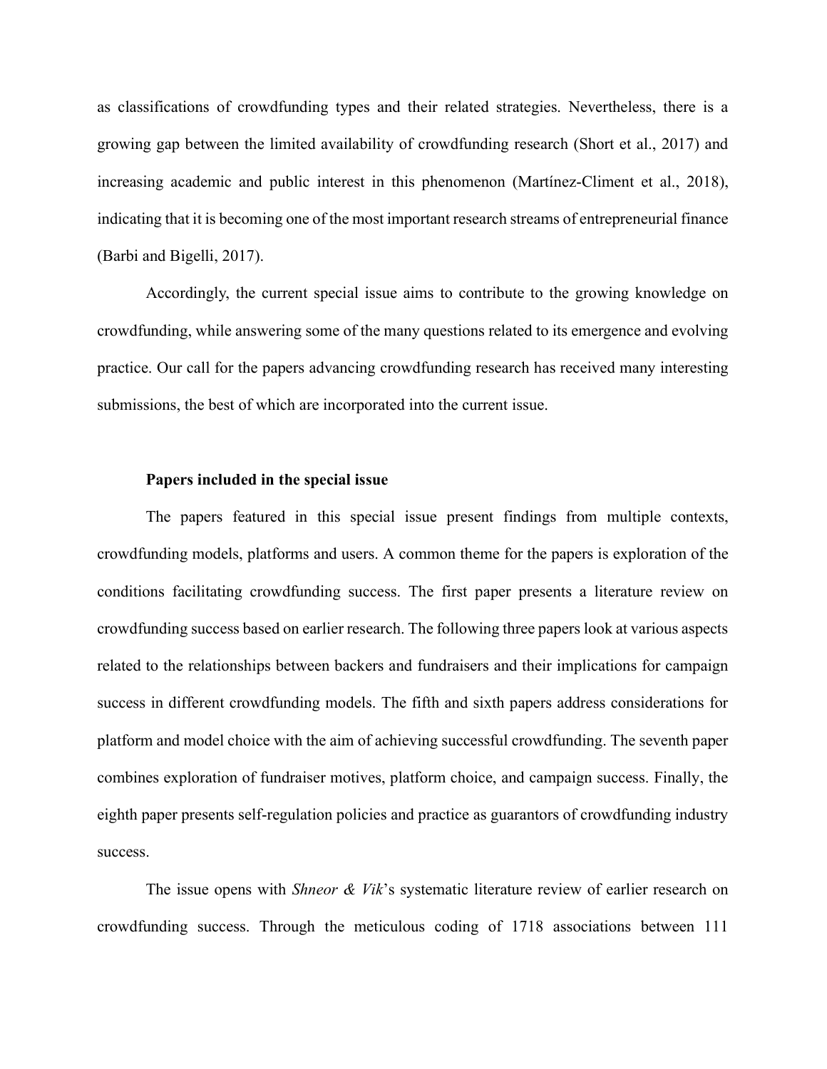as classifications of crowdfunding types and their related strategies. Nevertheless, there is a growing gap between the limited availability of crowdfunding research (Short et al., 2017) and increasing academic and public interest in this phenomenon (Martínez-Climent et al., 2018), indicating that it is becoming one of the most important research streams of entrepreneurial finance (Barbi and Bigelli, 2017).

Accordingly, the current special issue aims to contribute to the growing knowledge on crowdfunding, while answering some of the many questions related to its emergence and evolving practice. Our call for the papers advancing crowdfunding research has received many interesting submissions, the best of which are incorporated into the current issue.

## Papers included in the special issue

The papers featured in this special issue present findings from multiple contexts, crowdfunding models, platforms and users. A common theme for the papers is exploration of the conditions facilitating crowdfunding success. The first paper presents a literature review on crowdfunding success based on earlier research. The following three papers look at various aspects related to the relationships between backers and fundraisers and their implications for campaign success in different crowdfunding models. The fifth and sixth papers address considerations for platform and model choice with the aim of achieving successful crowdfunding. The seventh paper combines exploration of fundraiser motives, platform choice, and campaign success. Finally, the eighth paper presents self-regulation policies and practice as guarantors of crowdfunding industry success.

The issue opens with *Shneor & Vik*'s systematic literature review of earlier research on crowdfunding success. Through the meticulous coding of 1718 associations between 111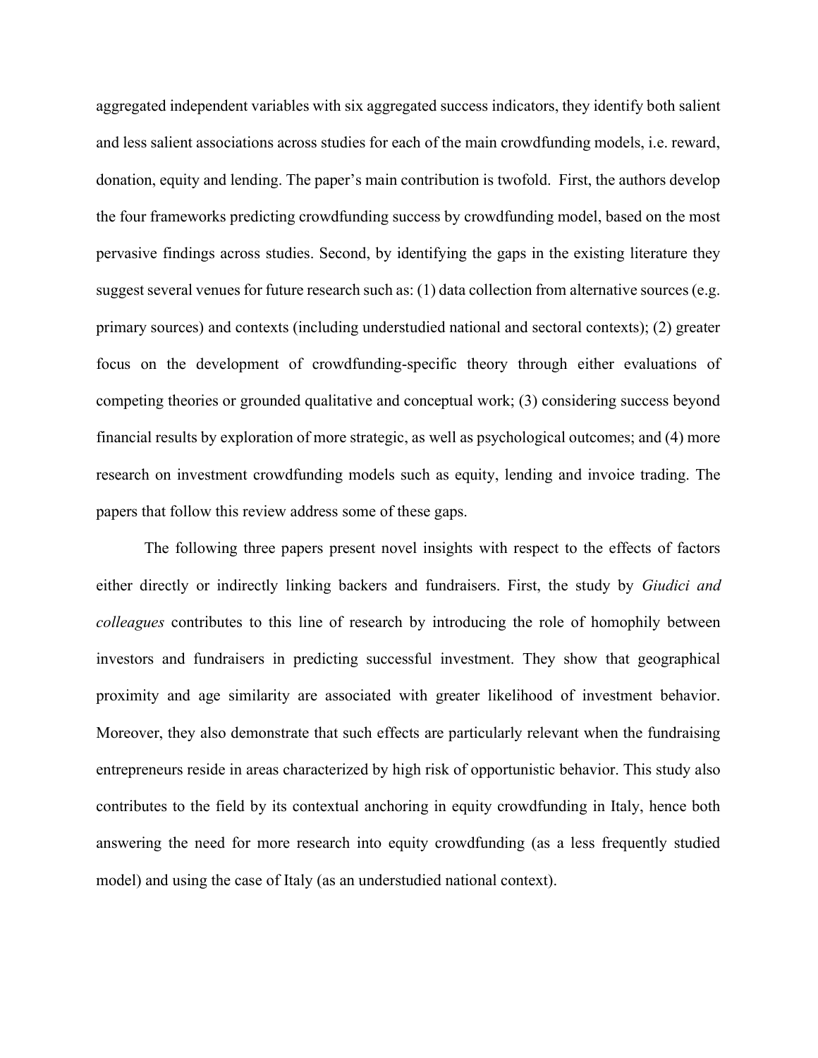aggregated independent variables with six aggregated success indicators, they identify both salient and less salient associations across studies for each of the main crowdfunding models, i.e. reward, donation, equity and lending. The paper's main contribution is twofold. First, the authors develop the four frameworks predicting crowdfunding success by crowdfunding model, based on the most pervasive findings across studies. Second, by identifying the gaps in the existing literature they suggest several venues for future research such as: (1) data collection from alternative sources (e.g. primary sources) and contexts (including understudied national and sectoral contexts); (2) greater focus on the development of crowdfunding-specific theory through either evaluations of competing theories or grounded qualitative and conceptual work; (3) considering success beyond financial results by exploration of more strategic, as well as psychological outcomes; and (4) more research on investment crowdfunding models such as equity, lending and invoice trading. The papers that follow this review address some of these gaps.

The following three papers present novel insights with respect to the effects of factors either directly or indirectly linking backers and fundraisers. First, the study by *Giudici and colleagues* contributes to this line of research by introducing the role of homophily between investors and fundraisers in predicting successful investment. They show that geographical proximity and age similarity are associated with greater likelihood of investment behavior. Moreover, they also demonstrate that such effects are particularly relevant when the fundraising entrepreneurs reside in areas characterized by high risk of opportunistic behavior. This study also contributes to the field by its contextual anchoring in equity crowdfunding in Italy, hence both answering the need for more research into equity crowdfunding (as a less frequently studied model) and using the case of Italy (as an understudied national context).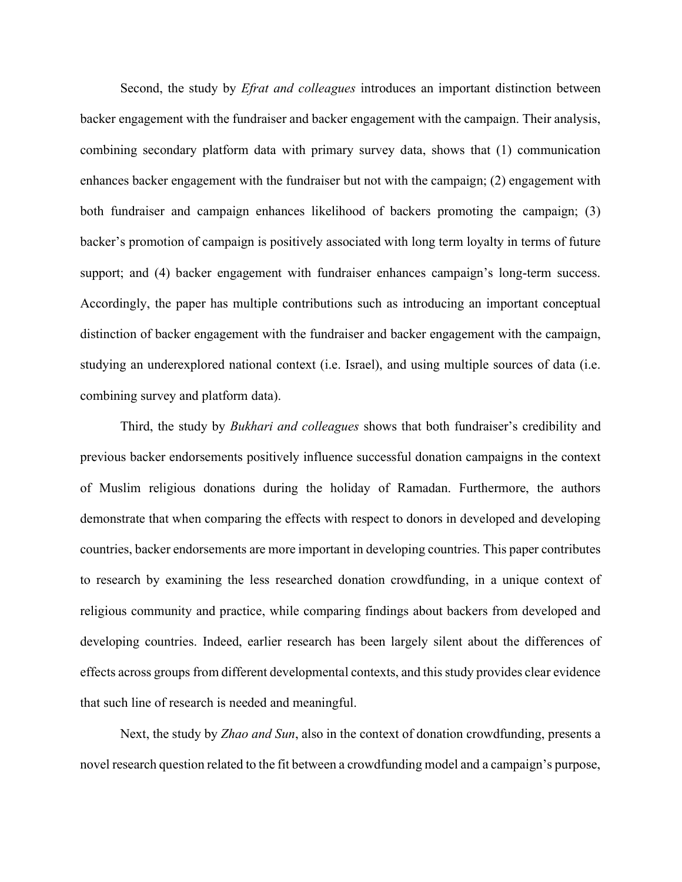Second, the study by *Efrat and colleagues* introduces an important distinction between backer engagement with the fundraiser and backer engagement with the campaign. Their analysis, combining secondary platform data with primary survey data, shows that (1) communication enhances backer engagement with the fundraiser but not with the campaign; (2) engagement with both fundraiser and campaign enhances likelihood of backers promoting the campaign; (3) backer's promotion of campaign is positively associated with long term loyalty in terms of future support; and (4) backer engagement with fundraiser enhances campaign's long-term success. Accordingly, the paper has multiple contributions such as introducing an important conceptual distinction of backer engagement with the fundraiser and backer engagement with the campaign, studying an underexplored national context (i.e. Israel), and using multiple sources of data (i.e. combining survey and platform data).

Third, the study by *Bukhari and colleagues* shows that both fundraiser's credibility and previous backer endorsements positively influence successful donation campaigns in the context of Muslim religious donations during the holiday of Ramadan. Furthermore, the authors demonstrate that when comparing the effects with respect to donors in developed and developing countries, backer endorsements are more important in developing countries. This paper contributes to research by examining the less researched donation crowdfunding, in a unique context of religious community and practice, while comparing findings about backers from developed and developing countries. Indeed, earlier research has been largely silent about the differences of effects across groups from different developmental contexts, and this study provides clear evidence that such line of research is needed and meaningful.

Next, the study by *Zhao and Sun*, also in the context of donation crowdfunding, presents a novel research question related to the fit between a crowdfunding model and a campaign's purpose,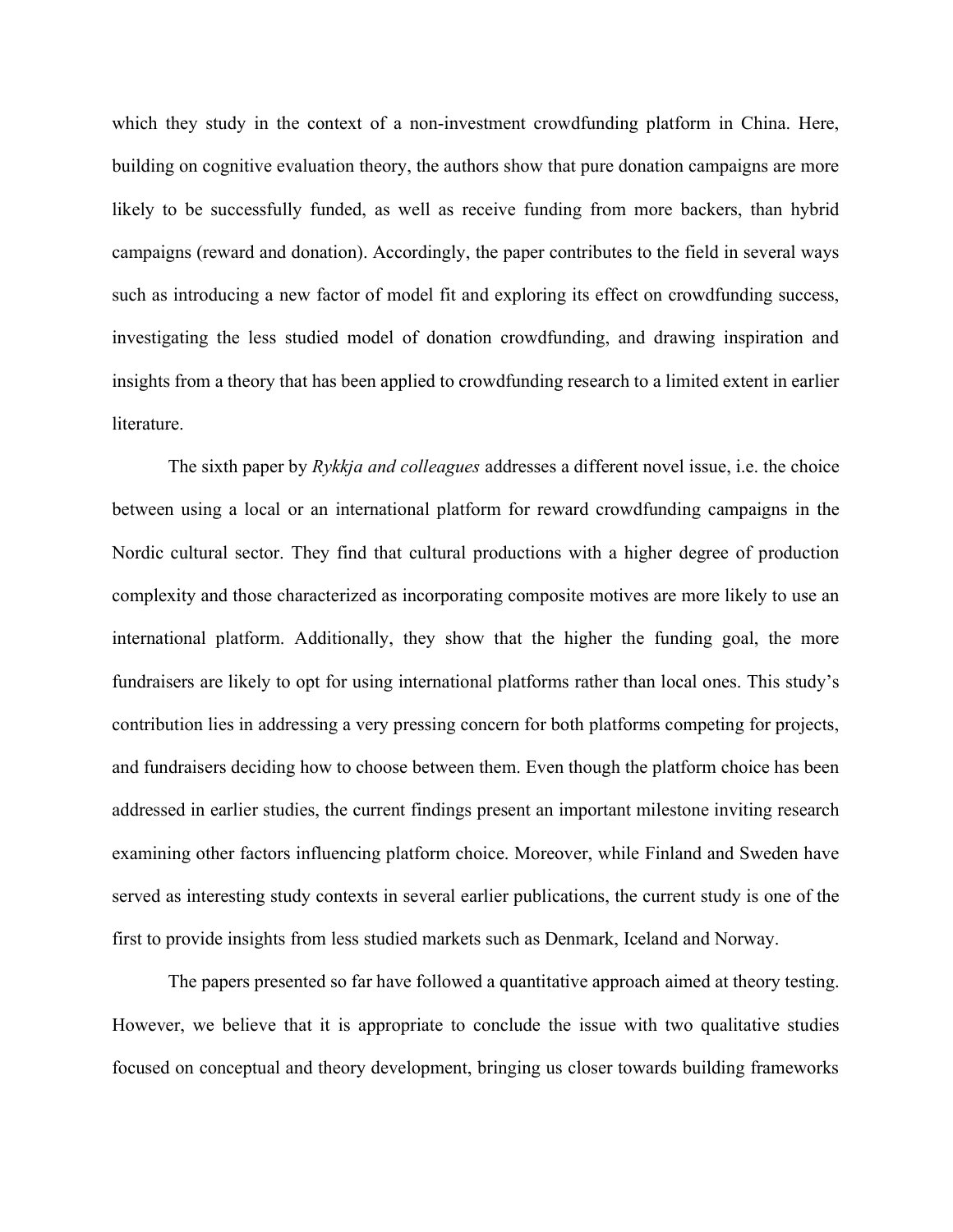which they study in the context of a non-investment crowdfunding platform in China. Here, building on cognitive evaluation theory, the authors show that pure donation campaigns are more likely to be successfully funded, as well as receive funding from more backers, than hybrid campaigns (reward and donation). Accordingly, the paper contributes to the field in several ways such as introducing a new factor of model fit and exploring its effect on crowdfunding success, investigating the less studied model of donation crowdfunding, and drawing inspiration and insights from a theory that has been applied to crowdfunding research to a limited extent in earlier literature.

The sixth paper by *Rykkja and colleagues* addresses a different novel issue, i.e. the choice between using a local or an international platform for reward crowdfunding campaigns in the Nordic cultural sector. They find that cultural productions with a higher degree of production complexity and those characterized as incorporating composite motives are more likely to use an international platform. Additionally, they show that the higher the funding goal, the more fundraisers are likely to opt for using international platforms rather than local ones. This study's contribution lies in addressing a very pressing concern for both platforms competing for projects, and fundraisers deciding how to choose between them. Even though the platform choice has been addressed in earlier studies, the current findings present an important milestone inviting research examining other factors influencing platform choice. Moreover, while Finland and Sweden have served as interesting study contexts in several earlier publications, the current study is one of the first to provide insights from less studied markets such as Denmark, Iceland and Norway.

The papers presented so far have followed a quantitative approach aimed at theory testing. However, we believe that it is appropriate to conclude the issue with two qualitative studies focused on conceptual and theory development, bringing us closer towards building frameworks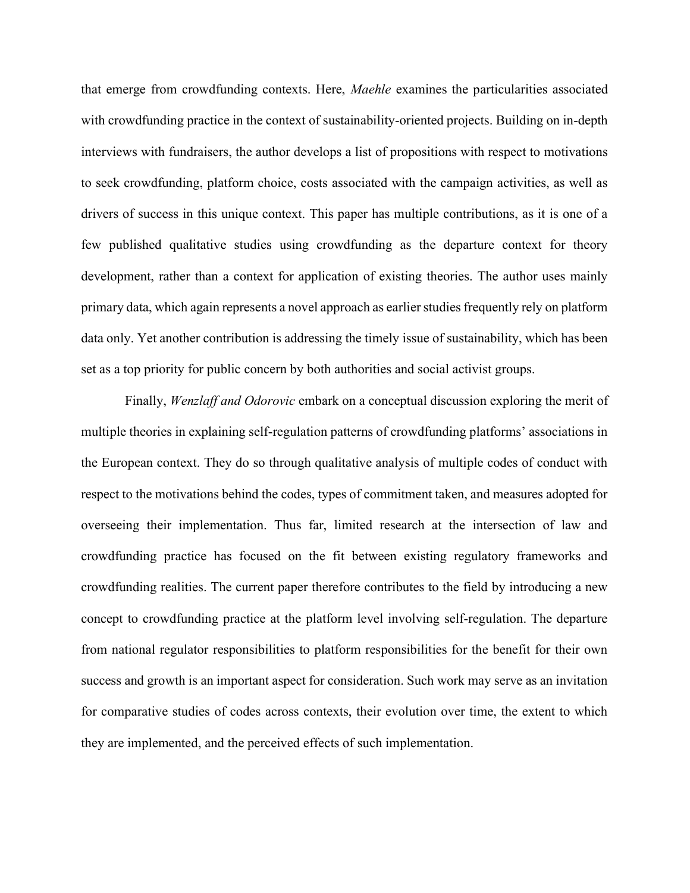that emerge from crowdfunding contexts. Here, *Maehle* examines the particularities associated with crowdfunding practice in the context of sustainability-oriented projects. Building on in-depth interviews with fundraisers, the author develops a list of propositions with respect to motivations to seek crowdfunding, platform choice, costs associated with the campaign activities, as well as drivers of success in this unique context. This paper has multiple contributions, as it is one of a few published qualitative studies using crowdfunding as the departure context for theory development, rather than a context for application of existing theories. The author uses mainly primary data, which again represents a novel approach as earlier studies frequently rely on platform data only. Yet another contribution is addressing the timely issue of sustainability, which has been set as a top priority for public concern by both authorities and social activist groups.

Finally, *Wenzlaff and Odorovic* embark on a conceptual discussion exploring the merit of multiple theories in explaining self-regulation patterns of crowdfunding platforms' associations in the European context. They do so through qualitative analysis of multiple codes of conduct with respect to the motivations behind the codes, types of commitment taken, and measures adopted for overseeing their implementation. Thus far, limited research at the intersection of law and crowdfunding practice has focused on the fit between existing regulatory frameworks and crowdfunding realities. The current paper therefore contributes to the field by introducing a new concept to crowdfunding practice at the platform level involving self-regulation. The departure from national regulator responsibilities to platform responsibilities for the benefit for their own success and growth is an important aspect for consideration. Such work may serve as an invitation for comparative studies of codes across contexts, their evolution over time, the extent to which they are implemented, and the perceived effects of such implementation.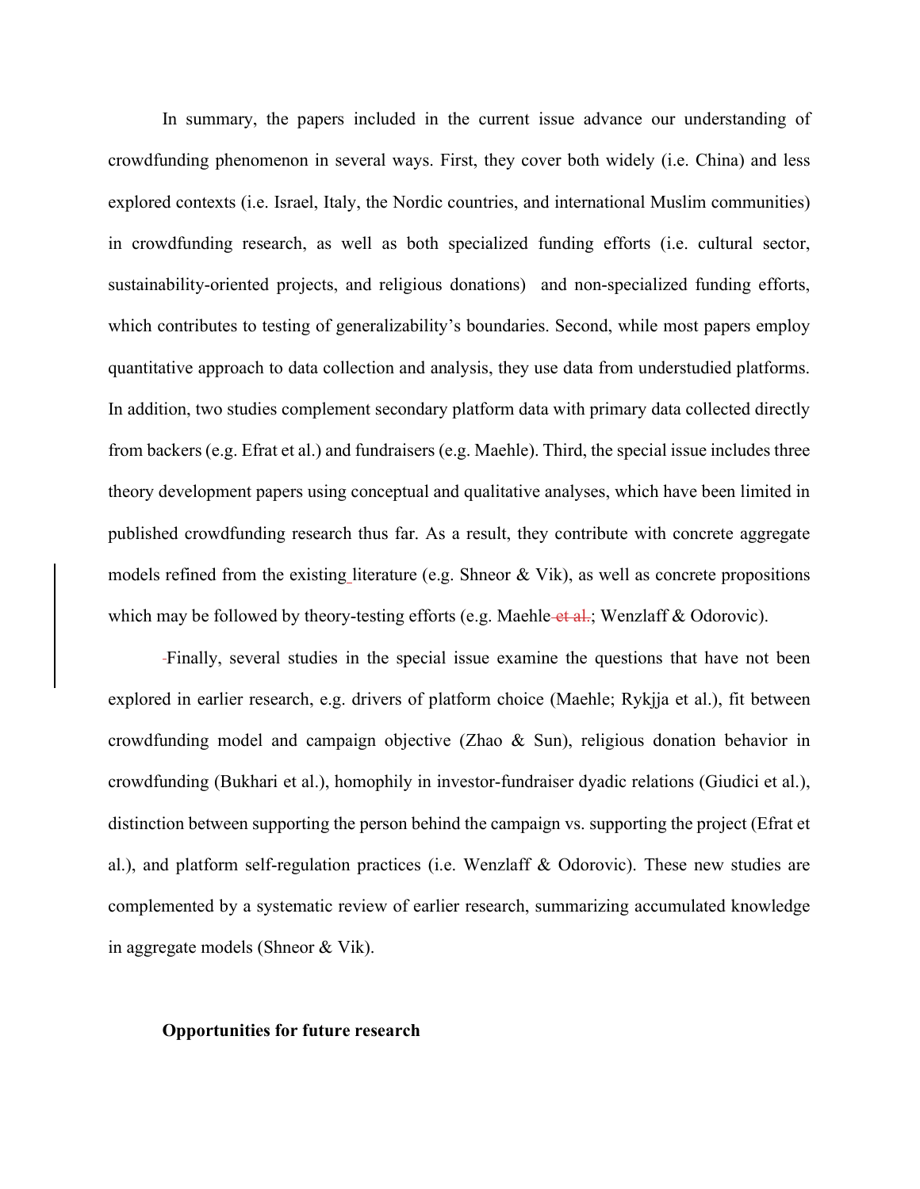In summary, the papers included in the current issue advance our understanding of crowdfunding phenomenon in several ways. First, they cover both widely (i.e. China) and less explored contexts (i.e. Israel, Italy, the Nordic countries, and international Muslim communities) in crowdfunding research, as well as both specialized funding efforts (i.e. cultural sector, sustainability-oriented projects, and religious donations) and non-specialized funding efforts, which contributes to testing of generalizability's boundaries. Second, while most papers employ quantitative approach to data collection and analysis, they use data from understudied platforms. In addition, two studies complement secondary platform data with primary data collected directly from backers (e.g. Efrat et al.) and fundraisers (e.g. Maehle). Third, the special issue includes three theory development papers using conceptual and qualitative analyses, which have been limited in published crowdfunding research thus far. As a result, they contribute with concrete aggregate models refined from the existing literature (e.g. Shneor & Vik), as well as concrete propositions which may be followed by theory-testing efforts (e.g. Maehle; Wenzlaff & Odorovic).

Finally, several studies in the special issue examine the questions that have not been explored in earlier research, e.g. drivers of platform choice (Maehle; Rykjja et al.), fit between crowdfunding model and campaign objective (Zhao & Sun), religious donation behavior in crowdfunding (Bukhari et al.), homophily in investor-fundraiser dyadic relations (Giudici et al.), distinction between supporting the person behind the campaign vs. supporting the project (Efrat et al.), and platform self-regulation practices (i.e. Wenzlaff & Odorovic). These new studies are complemented by a systematic review of earlier research, summarizing accumulated knowledge in aggregate models (Shneor & Vik).

**Opportunities for future research**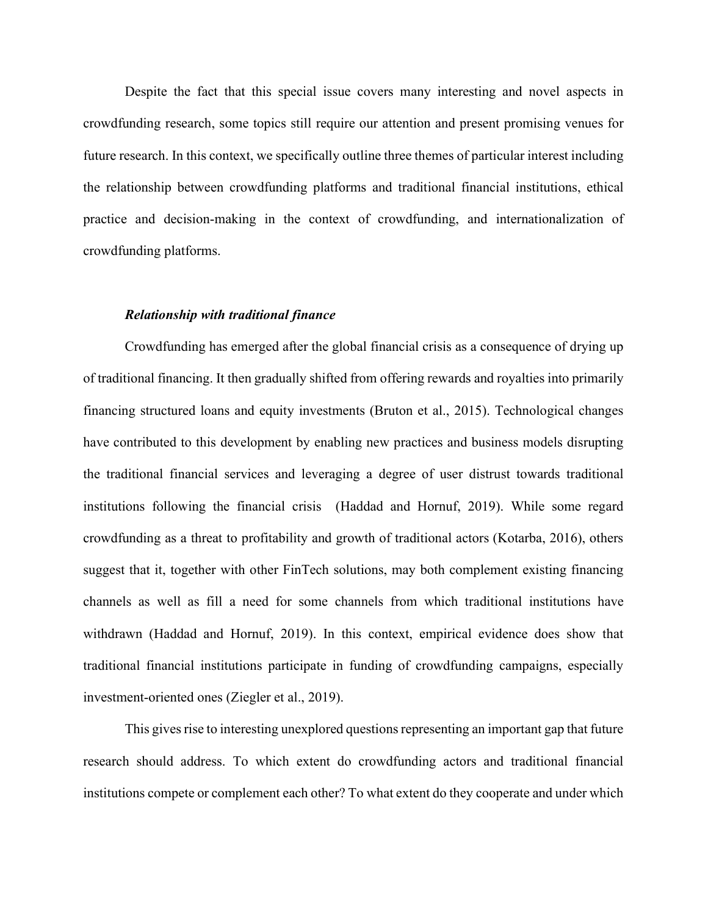Despite the fact that this special issue covers many interesting and novel aspects in crowdfunding research, some topics still require our attention and present promising venues for future research. In this context, we specifically outline three themes of particular interest including the relationship between crowdfunding platforms and traditional financial institutions, ethical practice and decision-making in the context of crowdfunding, and internationalization of crowdfunding platforms.

***Relationship with traditional finance***

Crowdfunding has emerged after the global financial crisis as a consequence of drying up of traditional financing. It then gradually shifted from offering rewards and royalties into primarily financing structured loans and equity investments (Bruton et al., 2015). Technological changes have contributed to this development by enabling new practices and business models disrupting the traditional financial services and leveraging a degree of user distrust towards traditional institutions following the financial crisis (Haddad and Hornuf, 2019). While some regard crowdfunding as a threat to profitability and growth of traditional actors (Kotarba, 2016), others suggest that it, together with other FinTech solutions, may both complement existing financing channels as well as fill a need for some channels from which traditional institutions have withdrawn (Haddad and Hornuf, 2019). In this context, empirical evidence does show that traditional financial institutions participate in funding of crowdfunding campaigns, especially investment-oriented ones (Ziegler et al., 2019).

This gives rise to interesting unexplored questions representing an important gap that future research should address. To which extent do crowdfunding actors and traditional financial institutions compete or complement each other? To what extent do they cooperate and under which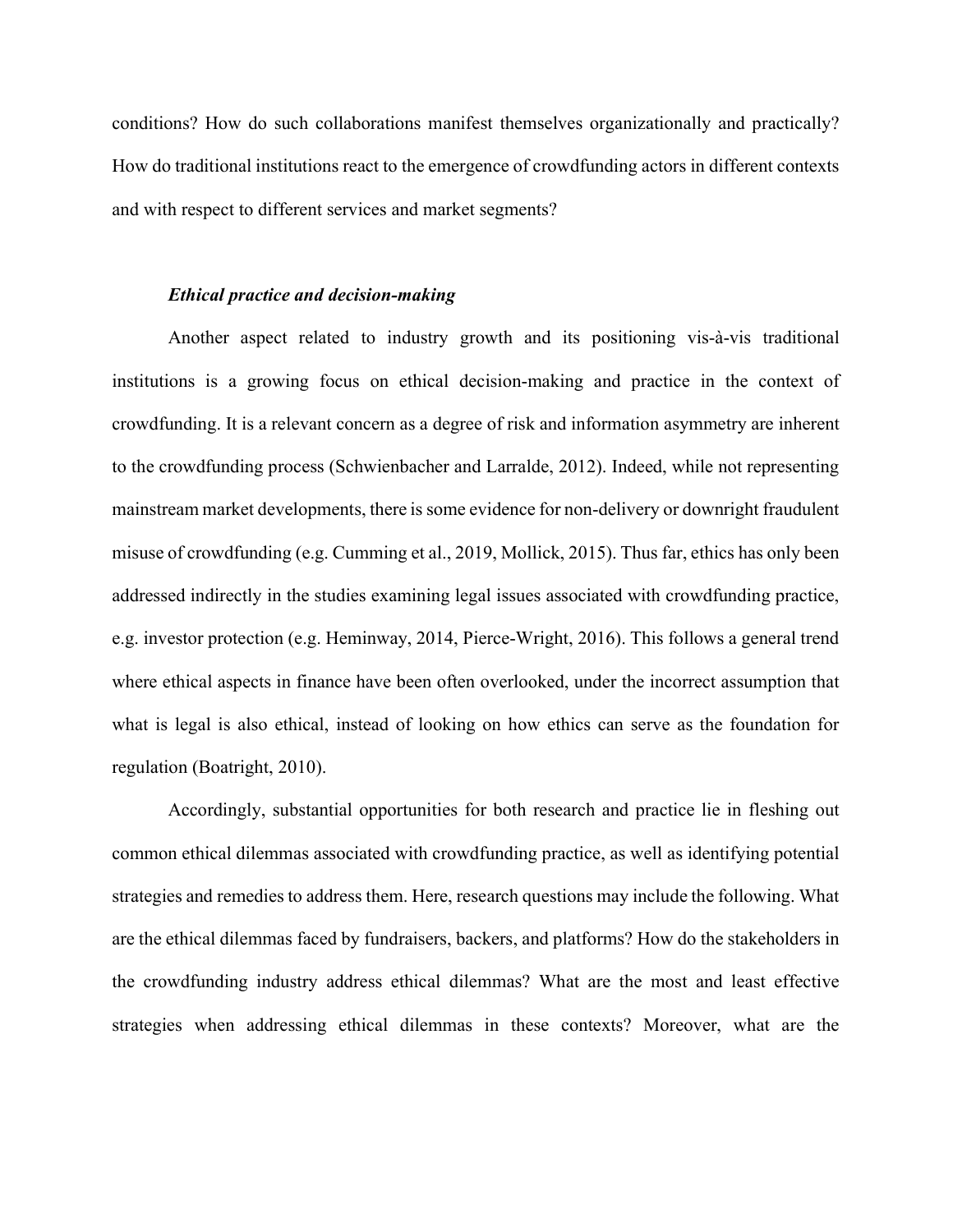conditions? How do such collaborations manifest themselves organizationally and practically? How do traditional institutions react to the emergence of crowdfunding actors in different contexts and with respect to different services and market segments?

### *Ethical practice and decision-making*

Another aspect related to industry growth and its positioning vis-à-vis traditional institutions is a growing focus on ethical decision-making and practice in the context of crowdfunding. It is a relevant concern as a degree of risk and information asymmetry are inherent to the crowdfunding process (Schwienbacher and Larralde, 2012). Indeed, while not representing mainstream market developments, there is some evidence for non-delivery or downright fraudulent misuse of crowdfunding (e.g. Cumming et al., 2019, Mollick, 2015). Thus far, ethics has only been addressed indirectly in the studies examining legal issues associated with crowdfunding practice, e.g. investor protection (e.g. Heminway, 2014, Pierce-Wright, 2016). This follows a general trend where ethical aspects in finance have been often overlooked, under the incorrect assumption that what is legal is also ethical, instead of looking on how ethics can serve as the foundation for regulation (Boatright, 2010).

Accordingly, substantial opportunities for both research and practice lie in fleshing out common ethical dilemmas associated with crowdfunding practice, as well as identifying potential strategies and remedies to address them. Here, research questions may include the following. What are the ethical dilemmas faced by fundraisers, backers, and platforms? How do the stakeholders in the crowdfunding industry address ethical dilemmas? What are the most and least effective strategies when addressing ethical dilemmas in these contexts? Moreover, what are the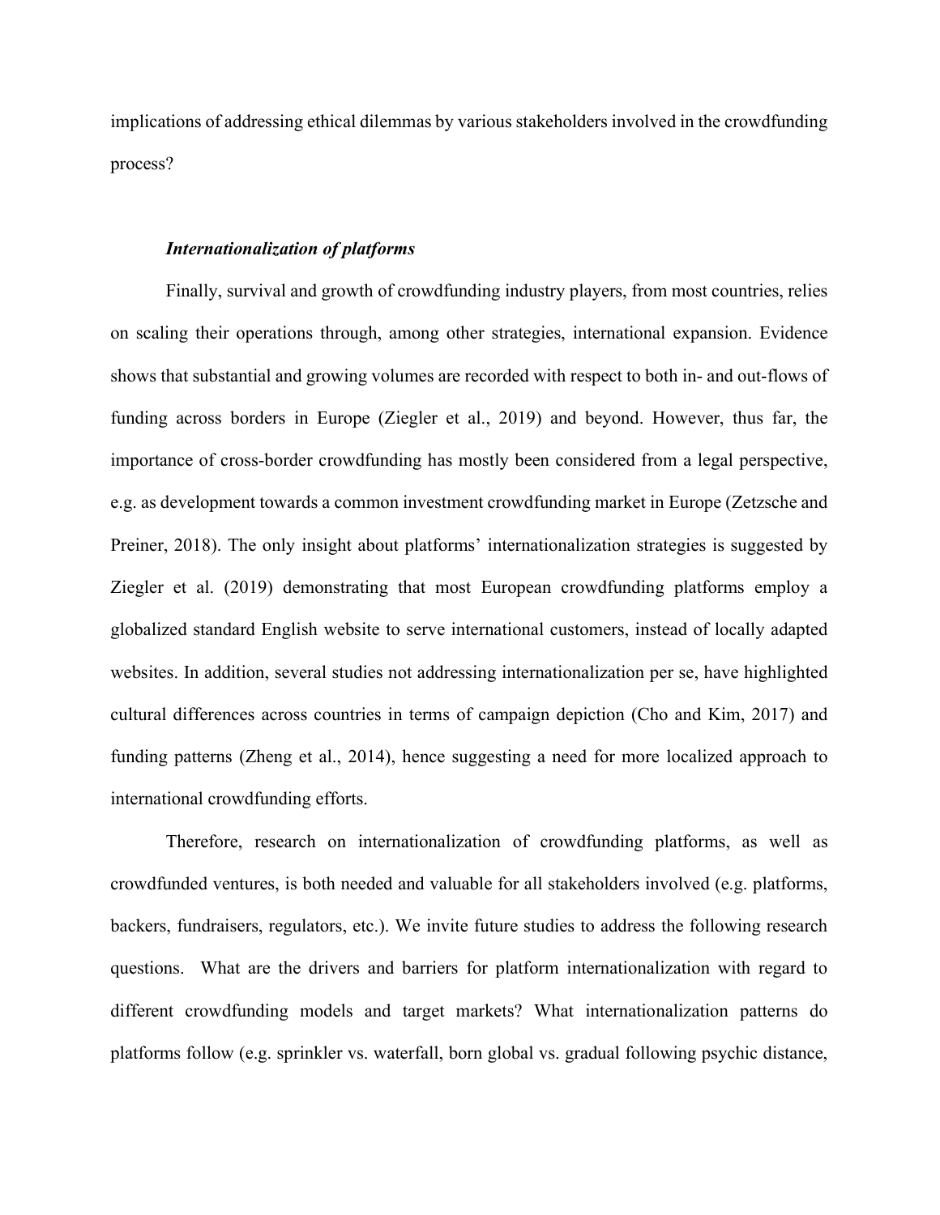implications of addressing ethical dilemmas by various stakeholders involved in the crowdfunding process?

### *Internationalization of platforms*

Finally, survival and growth of crowdfunding industry players, from most countries, relies on scaling their operations through, among other strategies, international expansion. Evidence shows that substantial and growing volumes are recorded with respect to both in- and out-flows of funding across borders in Europe (Ziegler et al., 2019) and beyond. However, thus far, the importance of cross-border crowdfunding has mostly been considered from a legal perspective, e.g. as development towards a common investment crowdfunding market in Europe (Zetzsche and Preiner, 2018). The only insight about platforms' internationalization strategies is suggested by Ziegler et al. (2019) demonstrating that most European crowdfunding platforms employ a globalized standard English website to serve international customers, instead of locally adapted websites. In addition, several studies not addressing internationalization per se, have highlighted cultural differences across countries in terms of campaign depiction (Cho and Kim, 2017) and funding patterns (Zheng et al., 2014), hence suggesting a need for more localized approach to international crowdfunding efforts.

Therefore, research on internationalization of crowdfunding platforms, as well as crowdfunded ventures, is both needed and valuable for all stakeholders involved (e.g. platforms, backers, fundraisers, regulators, etc.). We invite future studies to address the following research questions. What are the drivers and barriers for platform internationalization with regard to different crowdfunding models and target markets? What internationalization patterns do platforms follow (e.g. sprinkler vs. waterfall, born global vs. gradual following psychic distance,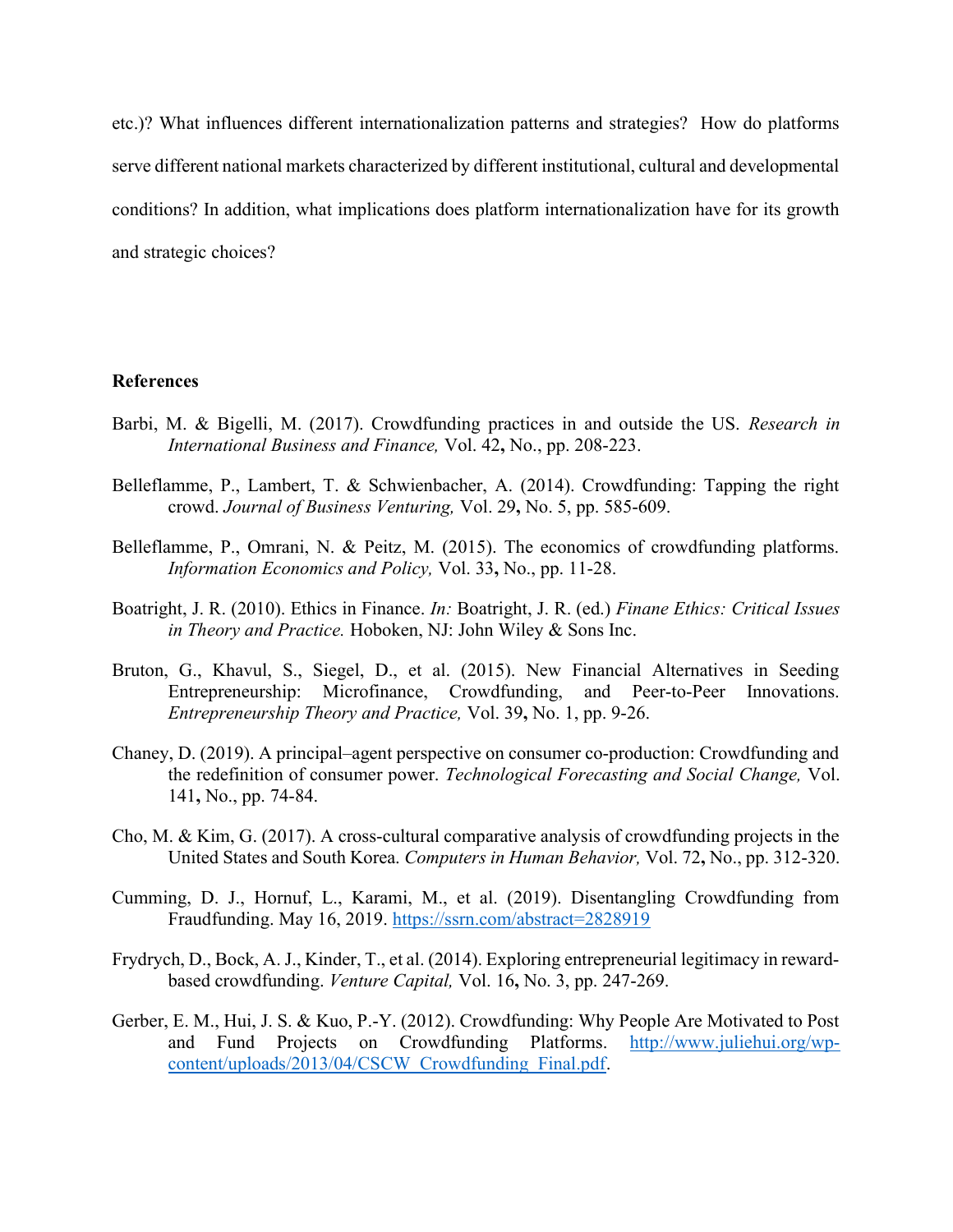etc.)? What influences different internationalization patterns and strategies? How do platforms serve different national markets characterized by different institutional, cultural and developmental conditions? In addition, what implications does platform internationalization have for its growth and strategic choices?

## References

Barbi, M. & Bigelli, M. (2017). Crowdfunding practices in and outside the US. *Research in International Business and Finance,* Vol. 42**,** No., pp. 208-223.

Belleflamme, P., Lambert, T. & Schwienbacher, A. (2014). Crowdfunding: Tapping the right crowd. *Journal of Business Venturing,* Vol. 29**,** No. 5, pp. 585-609.

Belleflamme, P., Omrani, N. & Peitz, M. (2015). The economics of crowdfunding platforms. *Information Economics and Policy,* Vol. 33**,** No., pp. 11-28.

Boatright, J. R. (2010). Ethics in Finance. *In:* Boatright, J. R. (ed.) *Finane Ethics: Critical Issues in Theory and Practice.* Hoboken, NJ: John Wiley & Sons Inc.

Bruton, G., Khavul, S., Siegel, D., et al. (2015). New Financial Alternatives in Seeding Entrepreneurship: Microfinance, Crowdfunding, and Peer-to-Peer Innovations. *Entrepreneurship Theory and Practice,* Vol. 39**,** No. 1, pp. 9-26.

Chaney, D. (2019). A principal–agent perspective on consumer co-production: Crowdfunding and the redefinition of consumer power. *Technological Forecasting and Social Change,* Vol. 141**,** No., pp. 74-84.

Cho, M. & Kim, G. (2017). A cross-cultural comparative analysis of crowdfunding projects in the United States and South Korea. *Computers in Human Behavior,* Vol. 72**,** No., pp. 312-320.

Cumming, D. J., Hornuf, L., Karami, M., et al. (2019). Disentangling Crowdfunding from Fraudfunding. May 16, 2019. https://ssrn.com/abstract=2828919

Frydrych, D., Bock, A. J., Kinder, T., et al. (2014). Exploring entrepreneurial legitimacy in reward-based crowdfunding. *Venture Capital,* Vol. 16**,** No. 3, pp. 247-269.

Gerber, E. M., Hui, J. S. & Kuo, P.-Y. (2012). Crowdfunding: Why People Are Motivated to Post and Fund Projects on Crowdfunding Platforms. http://www.juliehui.org/wp-content/uploads/2013/04/CSCW_Crowdfunding_Final.pdf.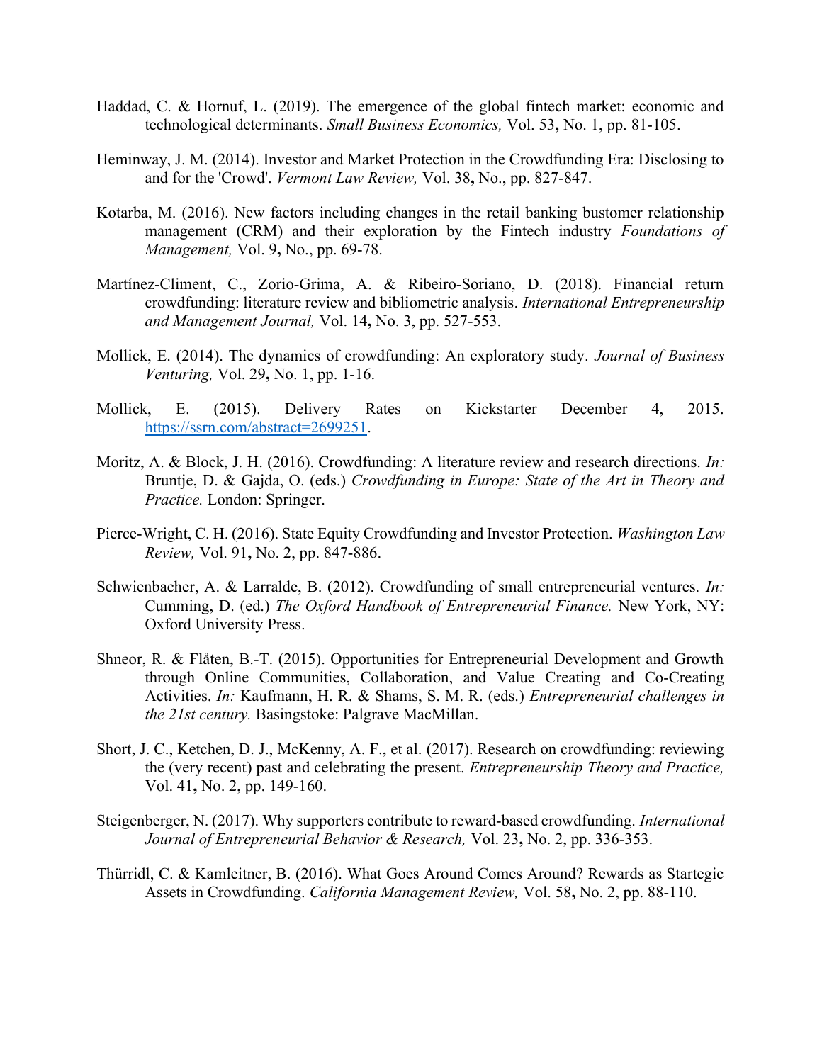Haddad, C. & Hornuf, L. (2019). The emergence of the global fintech market: economic and technological determinants. *Small Business Economics,* Vol. 53**,** No. 1, pp. 81-105.

Heminway, J. M. (2014). Investor and Market Protection in the Crowdfunding Era: Disclosing to and for the 'Crowd'. *Vermont Law Review,* Vol. 38**,** No., pp. 827-847.

Kotarba, M. (2016). New factors including changes in the retail banking bustomer relationship management (CRM) and their exploration by the Fintech industry *Foundations of Management,* Vol. 9**,** No., pp. 69-78.

Martínez-Climent, C., Zorio-Grima, A. & Ribeiro-Soriano, D. (2018). Financial return crowdfunding: literature review and bibliometric analysis. *International Entrepreneurship and Management Journal,* Vol. 14**,** No. 3, pp. 527-553.

Mollick, E. (2014). The dynamics of crowdfunding: An exploratory study. *Journal of Business Venturing,* Vol. 29**,** No. 1, pp. 1-16.

Mollick, E. (2015). Delivery Rates on Kickstarter December 4, 2015. https://ssrn.com/abstract=2699251.

Moritz, A. & Block, J. H. (2016). Crowdfunding: A literature review and research directions. *In:* Bruntje, D. & Gajda, O. (eds.) *Crowdfunding in Europe: State of the Art in Theory and Practice.* London: Springer.

Pierce-Wright, C. H. (2016). State Equity Crowdfunding and Investor Protection. *Washington Law Review,* Vol. 91**,** No. 2, pp. 847-886.

Schwienbacher, A. & Larralde, B. (2012). Crowdfunding of small entrepreneurial ventures. *In:* Cumming, D. (ed.) *The Oxford Handbook of Entrepreneurial Finance.* New York, NY: Oxford University Press.

Shneor, R. & Flåten, B.-T. (2015). Opportunities for Entrepreneurial Development and Growth through Online Communities, Collaboration, and Value Creating and Co-Creating Activities. *In:* Kaufmann, H. R. & Shams, S. M. R. (eds.) *Entrepreneurial challenges in the 21st century.* Basingstoke: Palgrave MacMillan.

Short, J. C., Ketchen, D. J., McKenny, A. F., et al. (2017). Research on crowdfunding: reviewing the (very recent) past and celebrating the present. *Entrepreneurship Theory and Practice,* Vol. 41**,** No. 2, pp. 149-160.

Steigenberger, N. (2017). Why supporters contribute to reward-based crowdfunding. *International Journal of Entrepreneurial Behavior & Research,* Vol. 23**,** No. 2, pp. 336-353.

Thürridl, C. & Kamleitner, B. (2016). What Goes Around Comes Around? Rewards as Startegic Assets in Crowdfunding. *California Management Review,* Vol. 58**,** No. 2, pp. 88-110.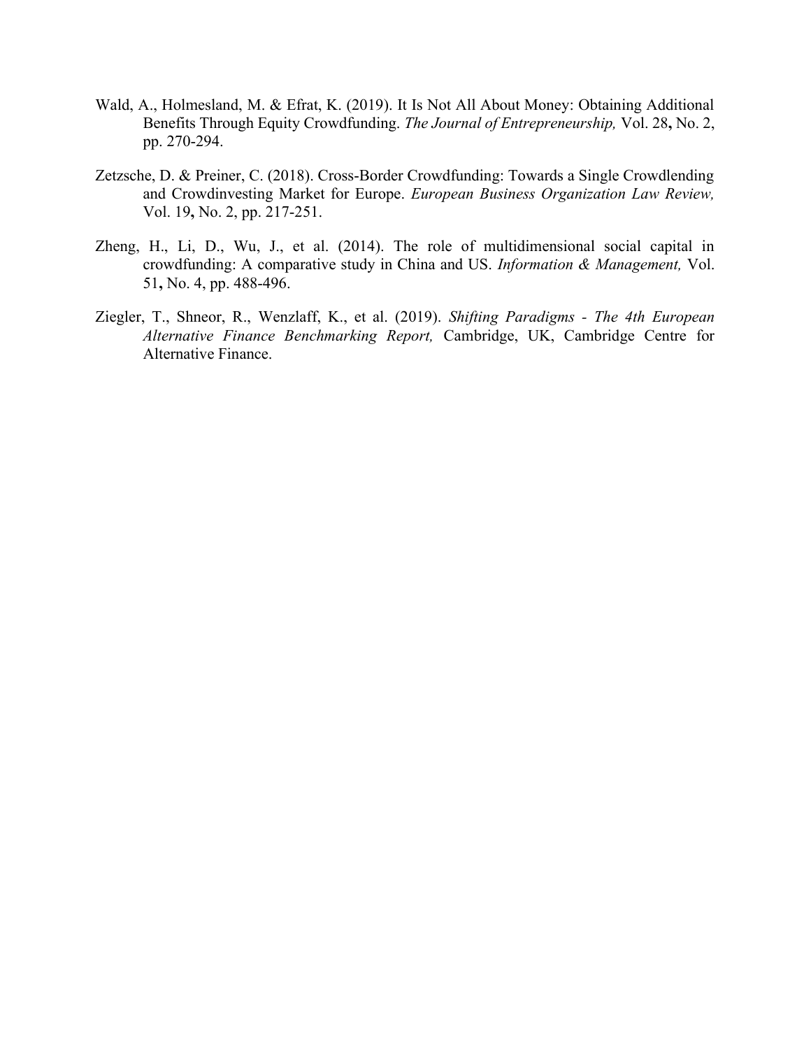Wald, A., Holmesland, M. & Efrat, K. (2019). It Is Not All About Money: Obtaining Additional Benefits Through Equity Crowdfunding. *The Journal of Entrepreneurship,* Vol. 28**,** No. 2, pp. 270-294.

Zetzsche, D. & Preiner, C. (2018). Cross-Border Crowdfunding: Towards a Single Crowdlending and Crowdinvesting Market for Europe. *European Business Organization Law Review,* Vol. 19**,** No. 2, pp. 217-251.

Zheng, H., Li, D., Wu, J., et al. (2014). The role of multidimensional social capital in crowdfunding: A comparative study in China and US. *Information & Management,* Vol. 51**,** No. 4, pp. 488-496.

Ziegler, T., Shneor, R., Wenzlaff, K., et al. (2019). *Shifting Paradigms - The 4th European Alternative Finance Benchmarking Report,* Cambridge, UK, Cambridge Centre for Alternative Finance.